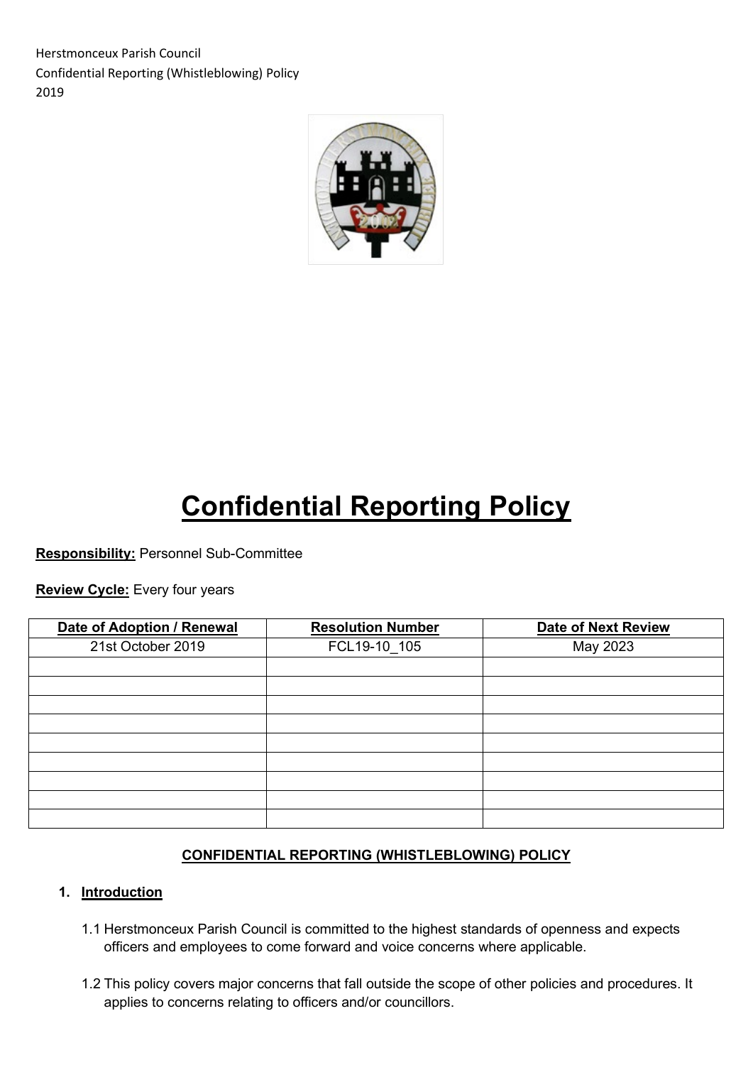Herstmonceux Parish Council
Confidential Reporting (Whistleblowing) Policy
2019

# Confidential Reporting Policy

**Responsibility:** Personnel Sub-Committee

**Review Cycle:** Every four years

| Date of Adoption / Renewal | Resolution Number | Date of Next Review |
|---|---|---|
| 21st October 2019 | FCL19-10_105 | May 2023 |
| | | |
| | | |
| | | |
| | | |
| | | |
| | | |
| | | |
| | | |
| | | |

## CONFIDENTIAL REPORTING (WHISTLEBLOWING) POLICY

### 1. Introduction

1.1 Herstmonceux Parish Council is committed to the highest standards of openness and expects officers and employees to come forward and voice concerns where applicable.

1.2 This policy covers major concerns that fall outside the scope of other policies and procedures. It applies to concerns relating to officers and/or councillors.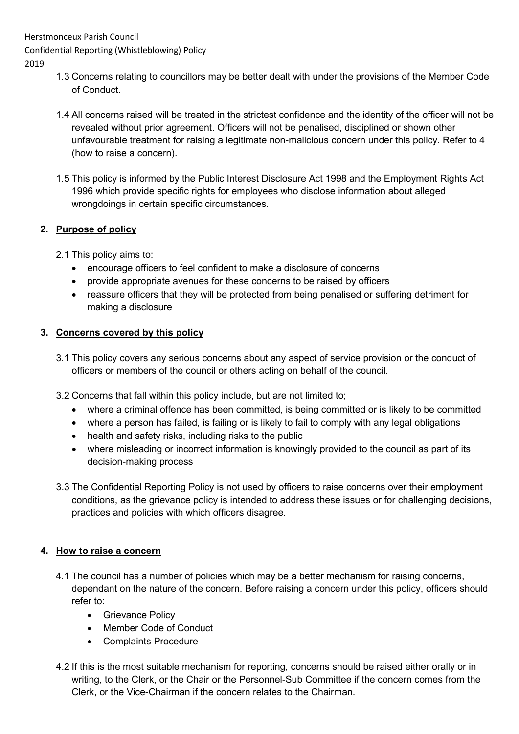1.3 Concerns relating to councillors may be better dealt with under the provisions of the Member Code of Conduct.

1.4 All concerns raised will be treated in the strictest confidence and the identity of the officer will not be revealed without prior agreement. Officers will not be penalised, disciplined or shown other unfavourable treatment for raising a legitimate non-malicious concern under this policy. Refer to 4 (how to raise a concern).

1.5 This policy is informed by the Public Interest Disclosure Act 1998 and the Employment Rights Act 1996 which provide specific rights for employees who disclose information about alleged wrongdoings in certain specific circumstances.

## 2. Purpose of policy

2.1 This policy aims to:

- encourage officers to feel confident to make a disclosure of concerns
- provide appropriate avenues for these concerns to be raised by officers
- reassure officers that they will be protected from being penalised or suffering detriment for making a disclosure

## 3. Concerns covered by this policy

3.1 This policy covers any serious concerns about any aspect of service provision or the conduct of officers or members of the council or others acting on behalf of the council.

3.2 Concerns that fall within this policy include, but are not limited to;

- where a criminal offence has been committed, is being committed or is likely to be committed
- where a person has failed, is failing or is likely to fail to comply with any legal obligations
- health and safety risks, including risks to the public
- where misleading or incorrect information is knowingly provided to the council as part of its decision-making process

3.3 The Confidential Reporting Policy is not used by officers to raise concerns over their employment conditions, as the grievance policy is intended to address these issues or for challenging decisions, practices and policies with which officers disagree.

## 4. How to raise a concern

4.1 The council has a number of policies which may be a better mechanism for raising concerns, dependant on the nature of the concern. Before raising a concern under this policy, officers should refer to:

- Grievance Policy
- Member Code of Conduct
- Complaints Procedure

4.2 If this is the most suitable mechanism for reporting, concerns should be raised either orally or in writing, to the Clerk, or the Chair or the Personnel-Sub Committee if the concern comes from the Clerk, or the Vice-Chairman if the concern relates to the Chairman.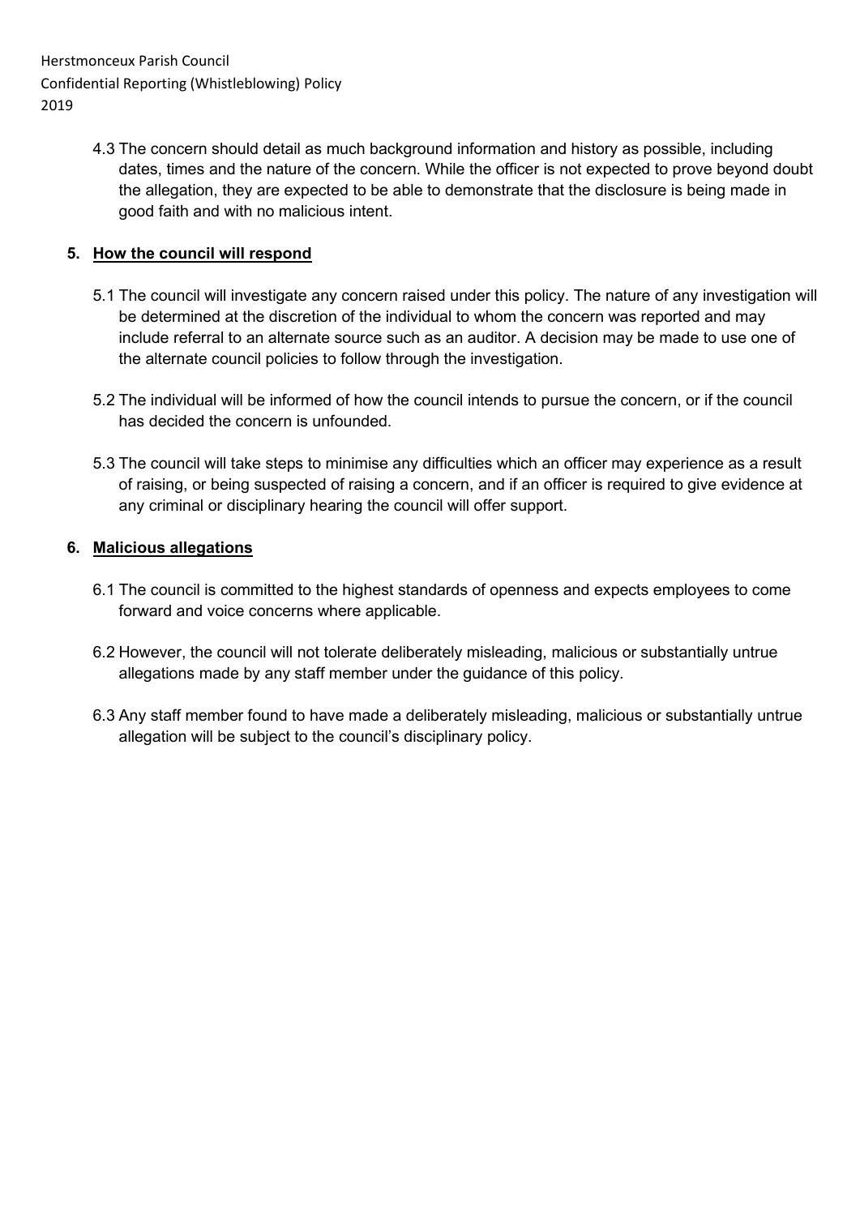4.3 The concern should detail as much background information and history as possible, including dates, times and the nature of the concern. While the officer is not expected to prove beyond doubt the allegation, they are expected to be able to demonstrate that the disclosure is being made in good faith and with no malicious intent.

## 5. How the council will respond

5.1 The council will investigate any concern raised under this policy. The nature of any investigation will be determined at the discretion of the individual to whom the concern was reported and may include referral to an alternate source such as an auditor. A decision may be made to use one of the alternate council policies to follow through the investigation.

5.2 The individual will be informed of how the council intends to pursue the concern, or if the council has decided the concern is unfounded.

5.3 The council will take steps to minimise any difficulties which an officer may experience as a result of raising, or being suspected of raising a concern, and if an officer is required to give evidence at any criminal or disciplinary hearing the council will offer support.

## 6. Malicious allegations

6.1 The council is committed to the highest standards of openness and expects employees to come forward and voice concerns where applicable.

6.2 However, the council will not tolerate deliberately misleading, malicious or substantially untrue allegations made by any staff member under the guidance of this policy.

6.3 Any staff member found to have made a deliberately misleading, malicious or substantially untrue allegation will be subject to the council's disciplinary policy.